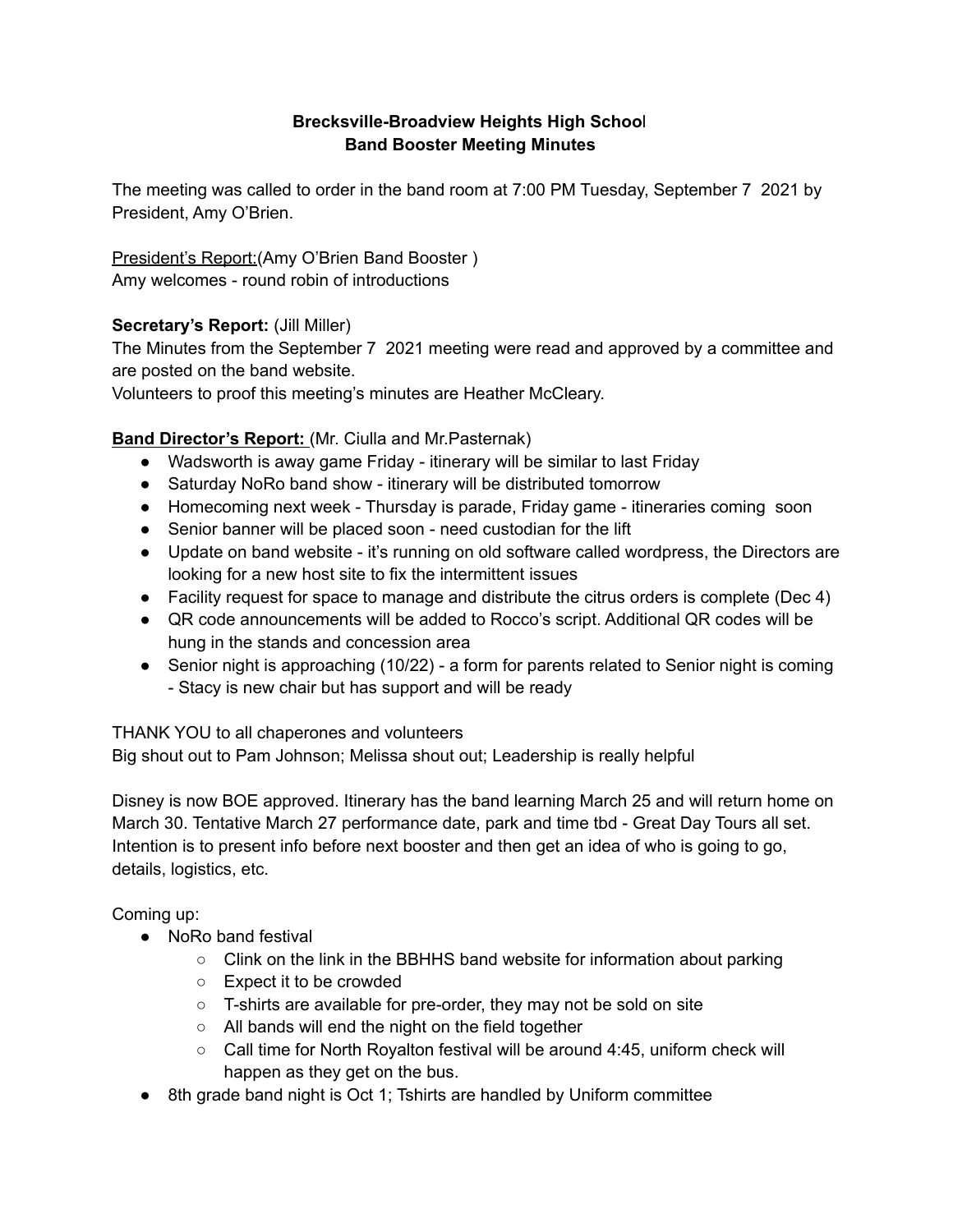**Brecksville-Broadview Heights High School**
**Band Booster Meeting Minutes**

The meeting was called to order in the band room at 7:00 PM Tuesday, September 7 2021 by President, Amy O'Brien.

President's Report:(Amy O'Brien Band Booster )
Amy welcomes - round robin of introductions

**Secretary's Report:** (Jill Miller)
The Minutes from the September 7 2021 meeting were read and approved by a committee and are posted on the band website.
Volunteers to proof this meeting's minutes are Heather McCleary.

**Band Director's Report:** (Mr. Ciulla and Mr.Pasternak)

- Wadsworth is away game Friday - itinerary will be similar to last Friday
- Saturday NoRo band show - itinerary will be distributed tomorrow
- Homecoming next week - Thursday is parade, Friday game - itineraries coming soon
- Senior banner will be placed soon - need custodian for the lift
- Update on band website - it's running on old software called wordpress, the Directors are looking for a new host site to fix the intermittent issues
- Facility request for space to manage and distribute the citrus orders is complete (Dec 4)
- QR code announcements will be added to Rocco's script. Additional QR codes will be hung in the stands and concession area
- Senior night is approaching (10/22) - a form for parents related to Senior night is coming - Stacy is new chair but has support and will be ready

THANK YOU to all chaperones and volunteers
Big shout out to Pam Johnson; Melissa shout out; Leadership is really helpful

Disney is now BOE approved. Itinerary has the band learning March 25 and will return home on March 30. Tentative March 27 performance date, park and time tbd - Great Day Tours all set. Intention is to present info before next booster and then get an idea of who is going to go, details, logistics, etc.

Coming up:

- NoRo band festival
  - Clink on the link in the BBHHS band website for information about parking
  - Expect it to be crowded
  - T-shirts are available for pre-order, they may not be sold on site
  - All bands will end the night on the field together
  - Call time for North Royalton festival will be around 4:45, uniform check will happen as they get on the bus.
- 8th grade band night is Oct 1; Tshirts are handled by Uniform committee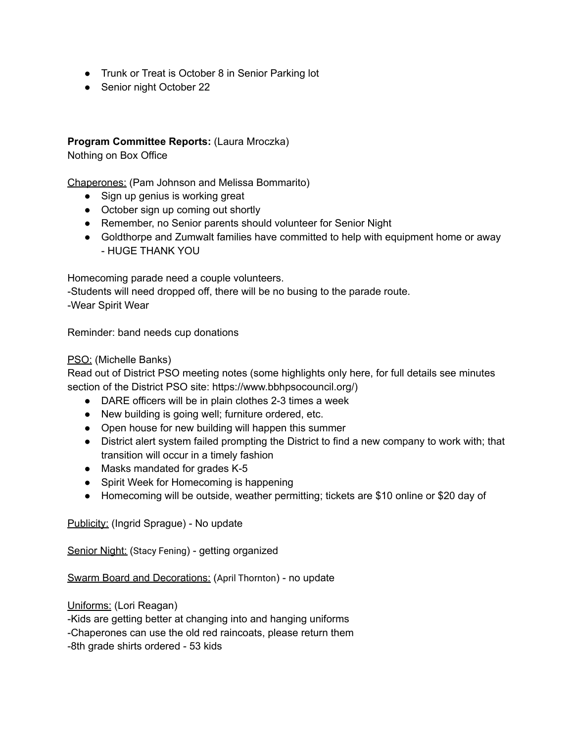- Trunk or Treat is October 8 in Senior Parking lot
- Senior night October 22

**Program Committee Reports:** (Laura Mroczka)
Nothing on Box Office

Chaperones: (Pam Johnson and Melissa Bommarito)

- Sign up genius is working great
- October sign up coming out shortly
- Remember, no Senior parents should volunteer for Senior Night
- Goldthorpe and Zumwalt families have committed to help with equipment home or away - HUGE THANK YOU

Homecoming parade need a couple volunteers.
-Students will need dropped off, there will be no busing to the parade route.
-Wear Spirit Wear

Reminder: band needs cup donations

PSO: (Michelle Banks)
Read out of District PSO meeting notes (some highlights only here, for full details see minutes section of the District PSO site: https://www.bbhpsocouncil.org/)

- DARE officers will be in plain clothes 2-3 times a week
- New building is going well; furniture ordered, etc.
- Open house for new building will happen this summer
- District alert system failed prompting the District to find a new company to work with; that transition will occur in a timely fashion
- Masks mandated for grades K-5
- Spirit Week for Homecoming is happening
- Homecoming will be outside, weather permitting; tickets are $10 online or $20 day of

Publicity: (Ingrid Sprague) - No update

Senior Night: (Stacy Fening) - getting organized

Swarm Board and Decorations: (April Thornton) - no update

Uniforms: (Lori Reagan)
-Kids are getting better at changing into and hanging uniforms
-Chaperones can use the old red raincoats, please return them
-8th grade shirts ordered - 53 kids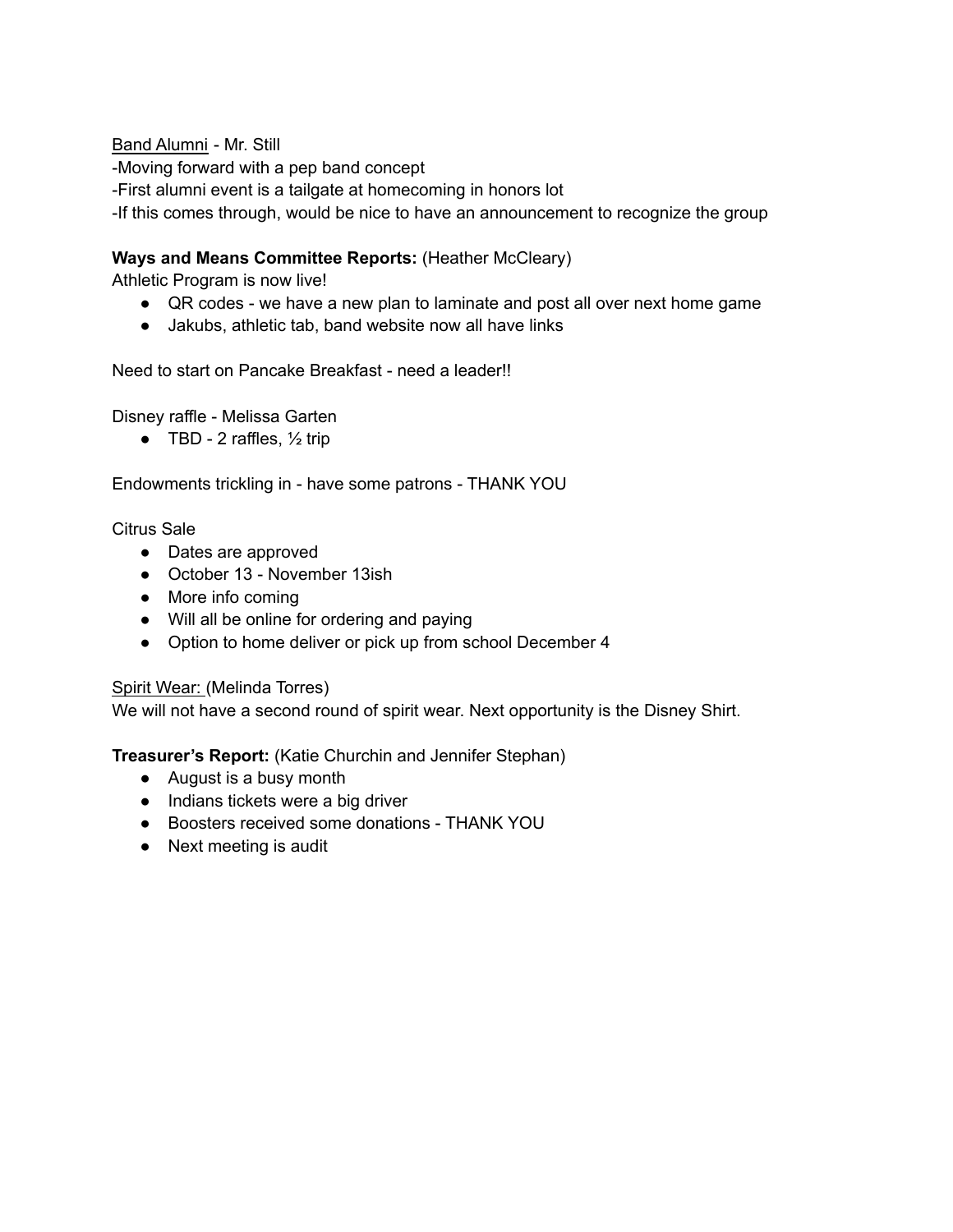<u>Band Alumni</u> - Mr. Still
-Moving forward with a pep band concept
-First alumni event is a tailgate at homecoming in honors lot
-If this comes through, would be nice to have an announcement to recognize the group

**Ways and Means Committee Reports:** (Heather McCleary)
Athletic Program is now live!

- QR codes - we have a new plan to laminate and post all over next home game
- Jakubs, athletic tab, band website now all have links

Need to start on Pancake Breakfast - need a leader!!

Disney raffle - Melissa Garten

- TBD - 2 raffles, ½ trip

Endowments trickling in - have some patrons - THANK YOU

Citrus Sale

- Dates are approved
- October 13 - November 13ish
- More info coming
- Will all be online for ordering and paying
- Option to home deliver or pick up from school December 4

<u>Spirit Wear:</u> (Melinda Torres)
We will not have a second round of spirit wear. Next opportunity is the Disney Shirt.

**Treasurer's Report:** (Katie Churchin and Jennifer Stephan)

- August is a busy month
- Indians tickets were a big driver
- Boosters received some donations - THANK YOU
- Next meeting is audit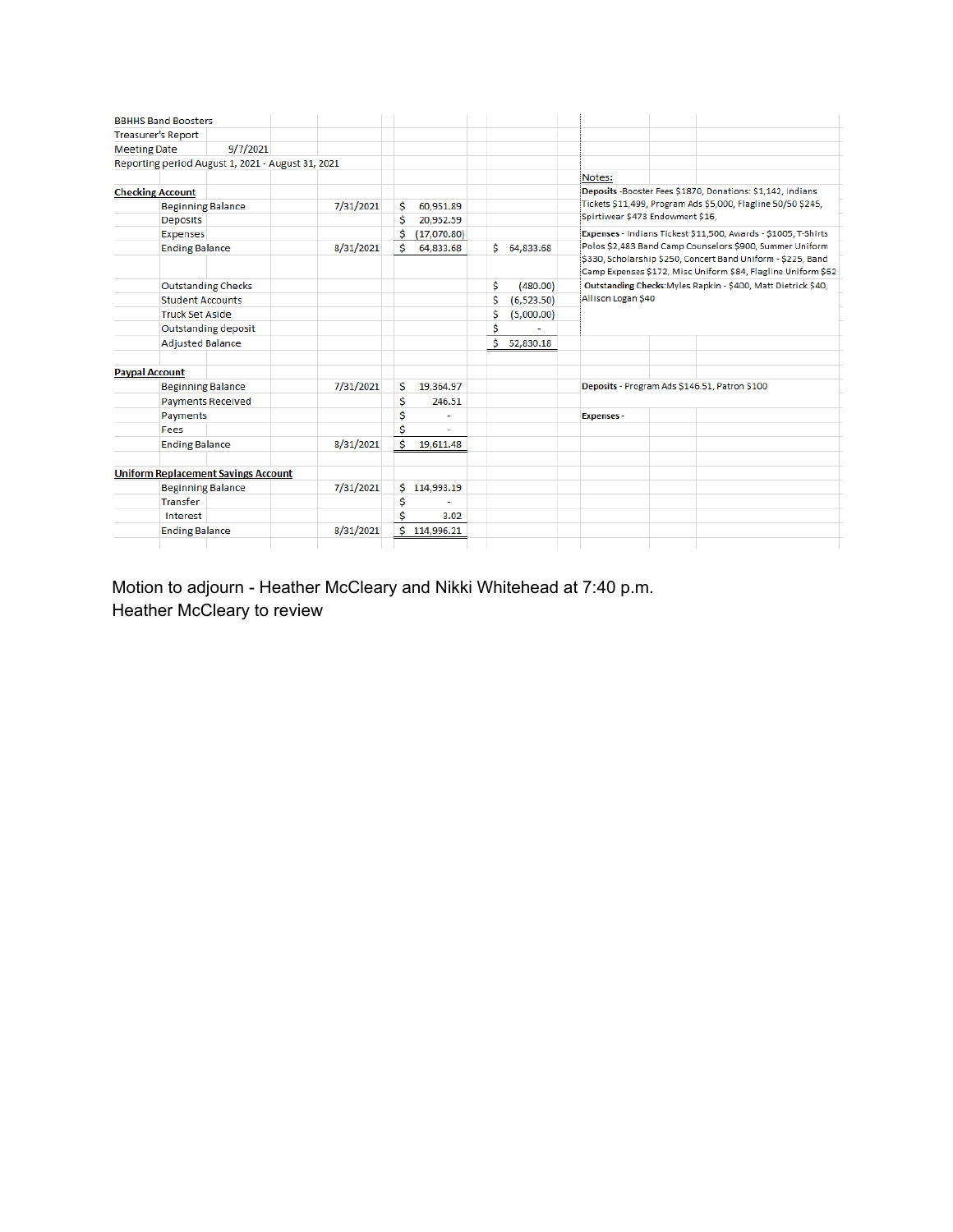BBHHS Band Boosters
Treasurer's Report
Meeting Date 9/7/2021
Reporting period August 1, 2021 - August 31, 2021

**Checking Account**

| | | | | |
|---|---|---|---|---|
| Beginning Balance | 7/31/2021 | $ 60,951.89 | | |
| Deposits | | $ 20,952.59 | | |
| Expenses | | $ (17,070.80) | | |
| Ending Balance | 8/31/2021 | $ 64,833.68 | $ 64,833.68 | |
| Outstanding Checks | | | $ (480.00) | |
| Student Accounts | | | $ (6,523.50) | |
| Truck Set Aside | | | $ (5,000.00) | |
| Outstanding deposit | | | $ - | |
| Adjusted Balance | | | $ 52,830.18 | |

Notes:

**Deposits** -Booster Fees $1870, Donations: $1,142, Indians Tickets $11,499, Program Ads $5,000, Flagline 50/50 $245, Spirtiwear $473 Endowment $16,

**Expenses** - Indians Tickest $11,500, Awards - $1005, T-Shirts Polos $2,483 Band Camp Counselors $900, Summer Uniform $330, Scholarship $250, Concert Band Uniform - $225, Band Camp Expenses $172, Misc Uniform $84, Flagline Uniform $62

**Outstanding Checks**:Myles Rapkin - $400, Matt Dietrick $40, Allison Logan $40

**Paypal Account**

| | | |
|---|---|---|
| Beginning Balance | 7/31/2021 | $ 19,364.97 |
| Payments Received | | $ 246.51 |
| Payments | | $ - |
| Fees | | $ - |
| Ending Balance | 8/31/2021 | $ 19,611.48 |

**Deposits** - Program Ads $146.51, Patron $100

**Expenses** -

**Uniform Replacement Savings Account**

| | | |
|---|---|---|
| Beginning Balance | 7/31/2021 | $ 114,993.19 |
| Transfer | | $ - |
| Interest | | $ 3.02 |
| Ending Balance | 8/31/2021 | $ 114,996.21 |

Motion to adjourn - Heather McCleary and Nikki Whitehead at 7:40 p.m.
Heather McCleary to review